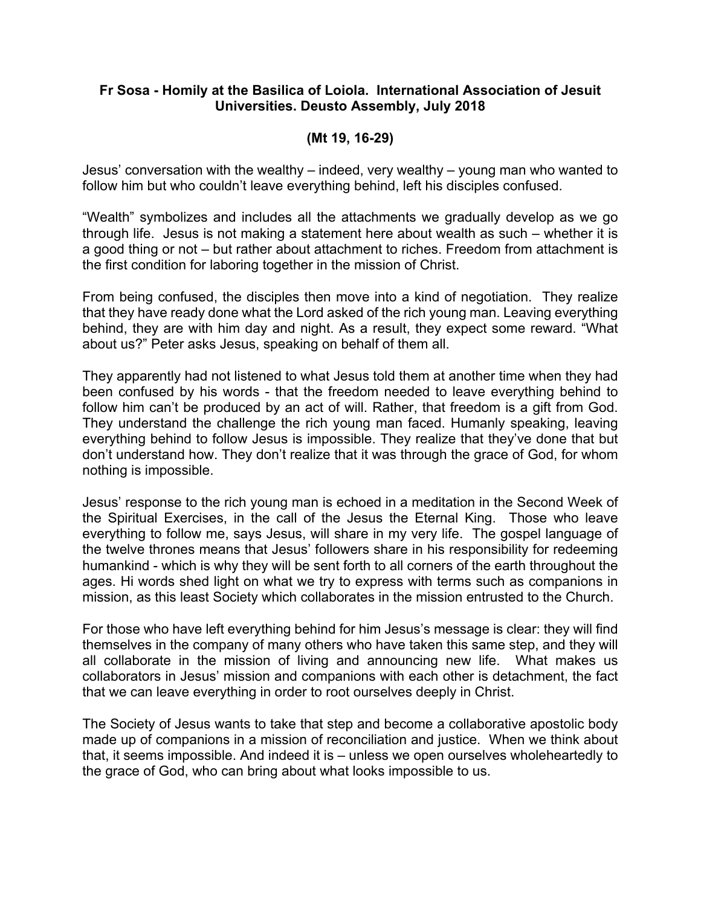**Fr Sosa - Homily at the Basilica of Loiola. International Association of Jesuit Universities. Deusto Assembly, July 2018**

**(Mt 19, 16-29)**

Jesus' conversation with the wealthy – indeed, very wealthy – young man who wanted to follow him but who couldn't leave everything behind, left his disciples confused.

"Wealth" symbolizes and includes all the attachments we gradually develop as we go through life. Jesus is not making a statement here about wealth as such – whether it is a good thing or not – but rather about attachment to riches. Freedom from attachment is the first condition for laboring together in the mission of Christ.

From being confused, the disciples then move into a kind of negotiation. They realize that they have ready done what the Lord asked of the rich young man. Leaving everything behind, they are with him day and night. As a result, they expect some reward. "What about us?" Peter asks Jesus, speaking on behalf of them all.

They apparently had not listened to what Jesus told them at another time when they had been confused by his words - that the freedom needed to leave everything behind to follow him can't be produced by an act of will. Rather, that freedom is a gift from God. They understand the challenge the rich young man faced. Humanly speaking, leaving everything behind to follow Jesus is impossible. They realize that they've done that but don't understand how. They don't realize that it was through the grace of God, for whom nothing is impossible.

Jesus' response to the rich young man is echoed in a meditation in the Second Week of the Spiritual Exercises, in the call of the Jesus the Eternal King. Those who leave everything to follow me, says Jesus, will share in my very life. The gospel language of the twelve thrones means that Jesus' followers share in his responsibility for redeeming humankind - which is why they will be sent forth to all corners of the earth throughout the ages. Hi words shed light on what we try to express with terms such as companions in mission, as this least Society which collaborates in the mission entrusted to the Church.

For those who have left everything behind for him Jesus's message is clear: they will find themselves in the company of many others who have taken this same step, and they will all collaborate in the mission of living and announcing new life. What makes us collaborators in Jesus' mission and companions with each other is detachment, the fact that we can leave everything in order to root ourselves deeply in Christ.

The Society of Jesus wants to take that step and become a collaborative apostolic body made up of companions in a mission of reconciliation and justice. When we think about that, it seems impossible. And indeed it is – unless we open ourselves wholeheartedly to the grace of God, who can bring about what looks impossible to us.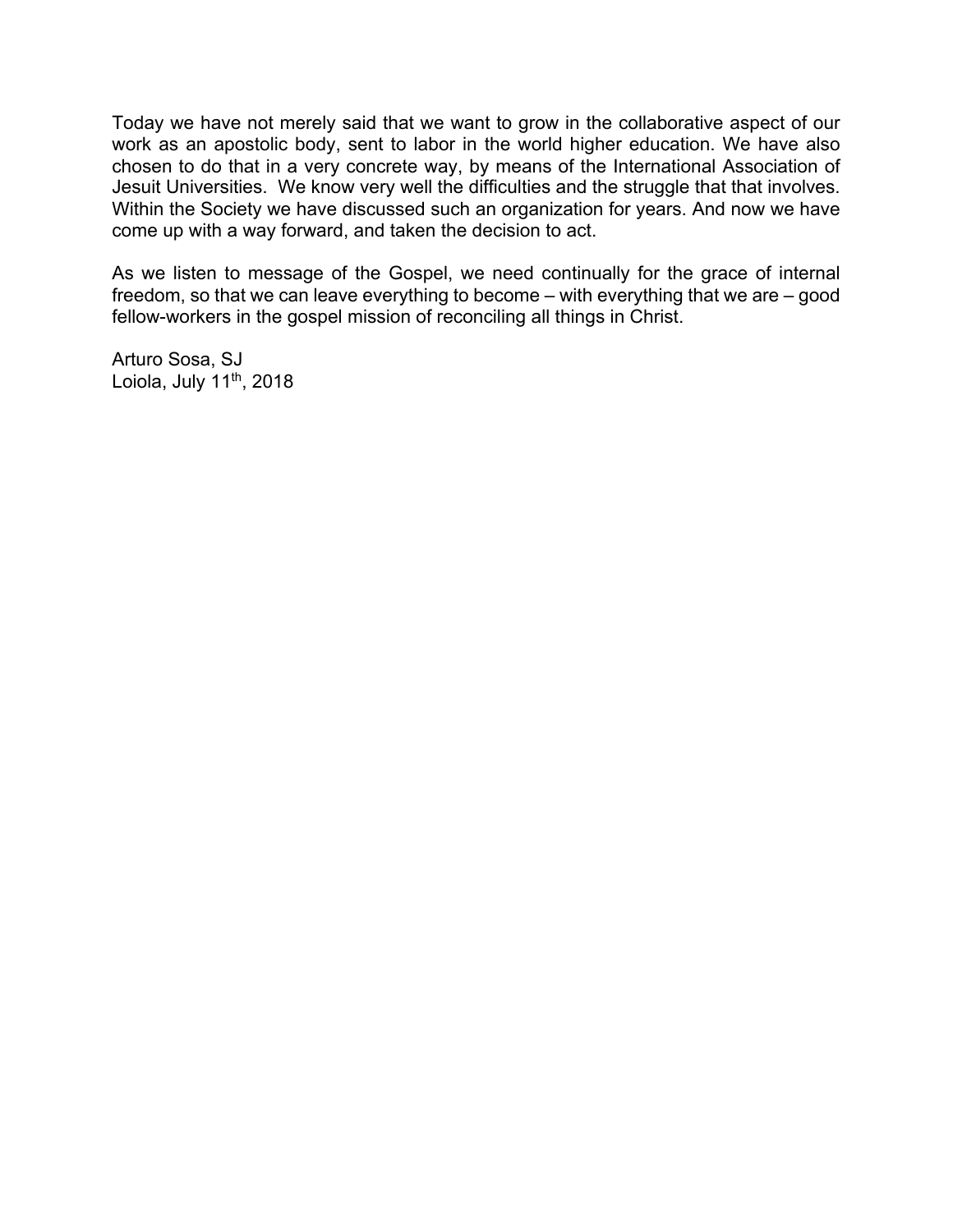Today we have not merely said that we want to grow in the collaborative aspect of our work as an apostolic body, sent to labor in the world higher education. We have also chosen to do that in a very concrete way, by means of the International Association of Jesuit Universities. We know very well the difficulties and the struggle that that involves. Within the Society we have discussed such an organization for years. And now we have come up with a way forward, and taken the decision to act.

As we listen to message of the Gospel, we need continually for the grace of internal freedom, so that we can leave everything to become – with everything that we are – good fellow-workers in the gospel mission of reconciling all things in Christ.

Arturo Sosa, SJ
Loiola, July 11th, 2018